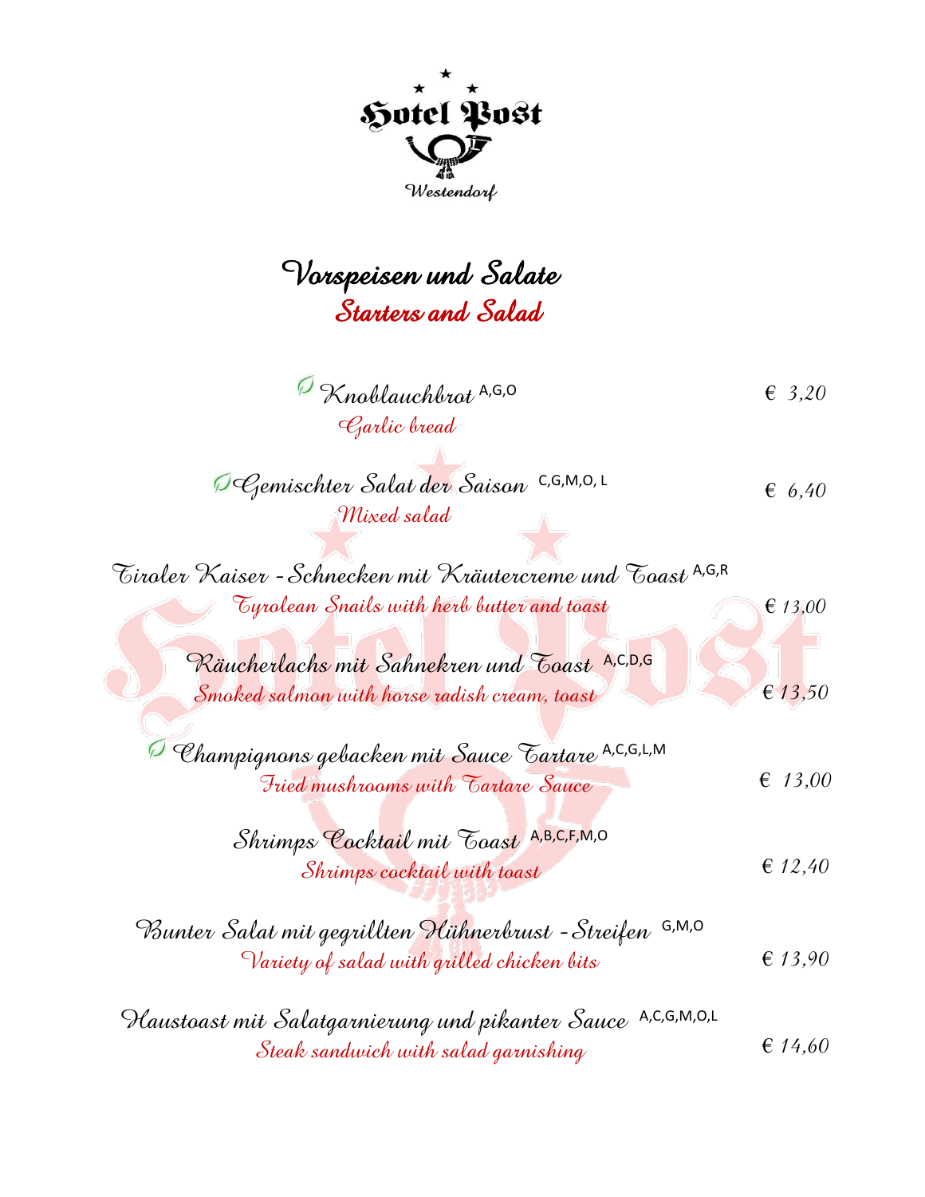# Hotel Post

Westendorf

## Vorspeisen und Salate

## Starters and Salad

Knoblauchbrot A,G,O — € 3,20
Garlic bread

Gemischter Salat der Saison C,G,M,O, L — € 6,40
Mixed salad

Tiroler Kaiser - Schnecken mit Kräutercreme und Toast A,G,R — € 13,00
Tyrolean Snails with herb butter and toast

Räucherlachs mit Sahnekren und Toast A,C,D,G — € 13,50
Smoked salmon with horse radish cream, toast

Champignons gebacken mit Sauce Tartare A,C,G,L,M — € 13,00
Fried mushrooms with Tartare Sauce

Shrimps Cocktail mit Toast A,B,C,F,M,O — € 12,40
Shrimps cocktail with toast

Bunter Salat mit gegrillten Hühnerbrust - Streifen G,M,O — € 13,90
Variety of salad with grilled chicken bits

Haustoast mit Salatgarnierung und pikanter Sauce A,C,G,M,O,L — € 14,60
Steak sandwich with salad garnishing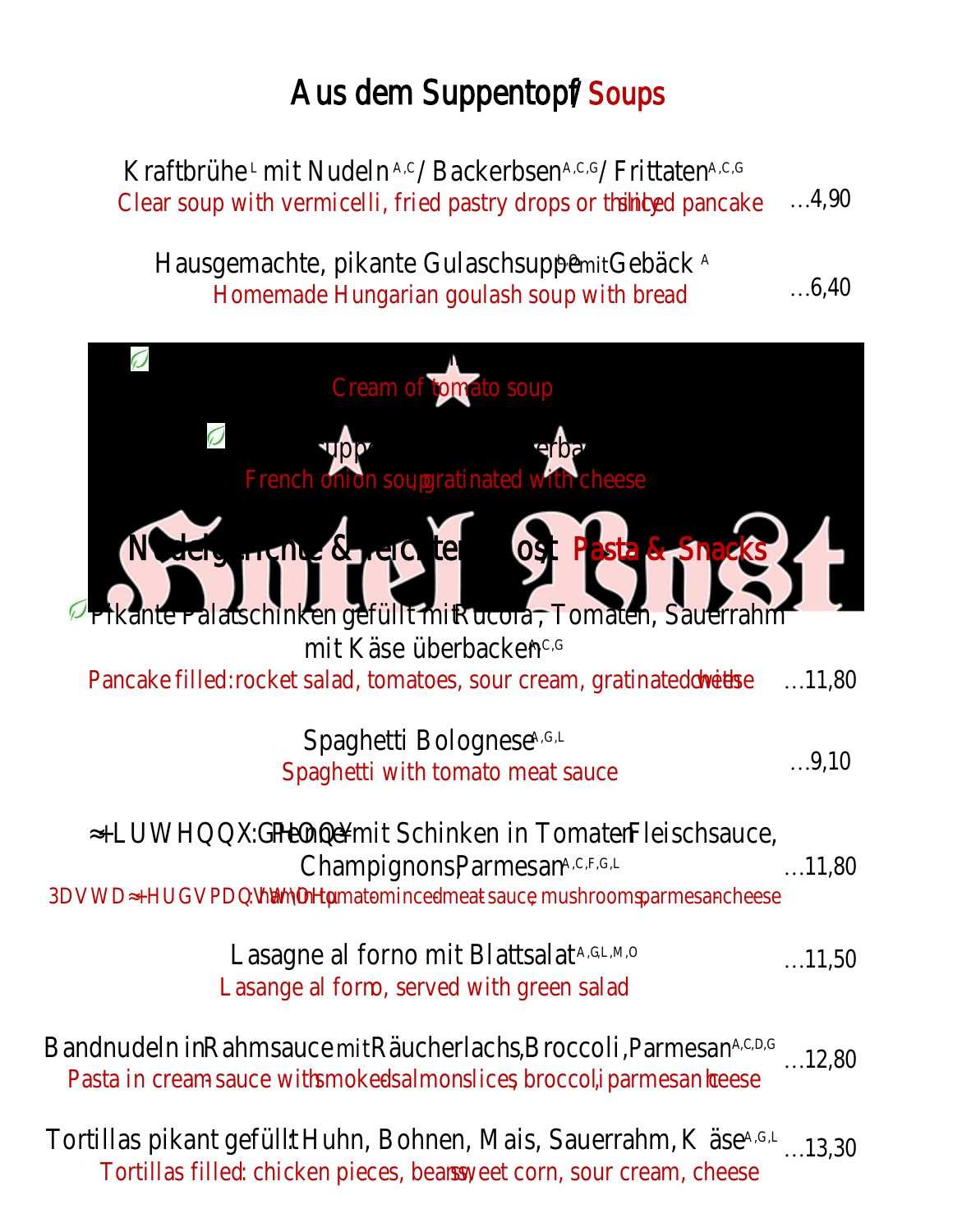# Aus dem Suppentopf / Soups

Kraftbrühe [L] mit Nudeln [A,C] / Backerbsen [A,C,G] / Frittaten [A,C,G]
Clear soup with vermicelli, fried pastry drops or thin sliced pancake …4,90

Hausgemachte, pikante Gulaschsuppe [L,O] mit Gebäck [A]
Homemade Hungarian goulash soup with bread …6,40

Cream of tomato soup

French onion soup, gratinated with cheese

## Nudelgerichte & leichtere Kost / Pasta & Snacks

Pikante Palatschinken gefüllt mit Rucola, Tomaten, Sauerrahm mit Käse überbacken [A,C,G]
Pancake filled: rocket salad, tomatoes, sour cream, gratinated with cheese …11,80

Spaghetti Bolognese [A,G,L]
Spaghetti with tomato meat sauce …9,10

≈+LUWHQQX:GHOQ¥ Penne mit Schinken in Tomaten-Fleischsauce, Champignons, Parmesan [A,C,F,G,L] …11,80
3DVWD≈+HUGVPDQ:\W\OH Ham in tomato-minced meat-sauce, mushrooms, parmesan-cheese

Lasagne al forno mit Blattsalat [A,G,L,M,O] …11,50
Lasange al forno, served with green salad

Bandnudeln in Rahmsauce mit Räucherlachs, Broccoli, Parmesan [A,C,D,G] …12,80
Pasta in cream-sauce with smoked salmon slices, broccoli, parmesan cheese

Tortillas pikant gefüllt: Huhn, Bohnen, Mais, Sauerrahm, Käse [A,G,L] …13,30
Tortillas filled: chicken pieces, beans, sweet corn, sour cream, cheese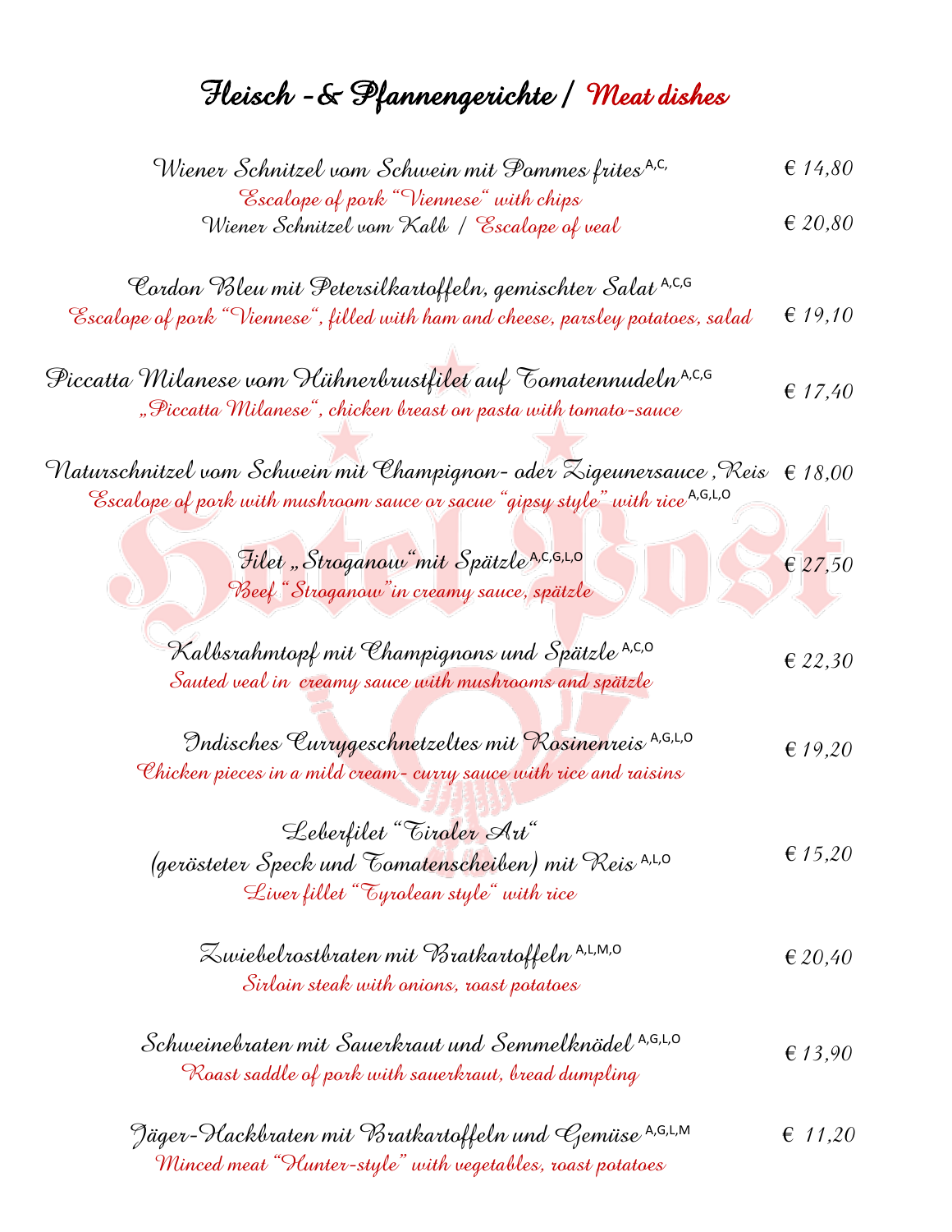# Fleisch -& Pfannengerichte / Meat dishes

| | |
|---|---|
| Wiener Schnitzel vom Schwein mit Pommes frites [A,C,]<br>Escalope of pork "Viennese" with chips | € 14,80 |
| Wiener Schnitzel vom Kalb / Escalope of veal | € 20,80 |
| Cordon Bleu mit Petersilkartoffeln, gemischter Salat [A,C,G]<br>Escalope of pork "Viennese", filled with ham and cheese, parsley potatoes, salad | € 19,10 |
| Piccatta Milanese vom Hühnerbrustfilet auf Tomatennudeln [A,C,G]<br>„Piccatta Milanese", chicken breast on pasta with tomato-sauce | € 17,40 |
| Naturschnitzel vom Schwein mit Champignon- oder Zigeunersauce ,Reis<br>Escalope of pork with mushroom sauce or sacue "gipsy style" with rice [A,G,L,O] | € 18,00 |
| Filet „Stroganow" mit Spätzle [A,C,G,L,O]<br>Beef "Stroganow" in creamy sauce, spätzle | € 27,50 |
| Kalbsrahmtopf mit Champignons und Spätzle [A,C,O]<br>Sauted veal in creamy sauce with mushrooms and spätzle | € 22,30 |
| Indisches Currygeschnetzeltes mit Rosinenreis [A,G,L,O]<br>Chicken pieces in a mild cream- curry sauce with rice and raisins | € 19,20 |
| Leberfilet "Tiroler Art"<br>(gerösteter Speck und Tomatenscheiben) mit Reis [A,L,O]<br>Liver fillet "Tyrolean style" with rice | € 15,20 |
| Zwiebelrostbraten mit Bratkartoffeln [A,L,M,O]<br>Sirloin steak with onions, roast potatoes | € 20,40 |
| Schweinebraten mit Sauerkraut und Semmelknödel [A,G,L,O]<br>Roast saddle of pork with sauerkraut, bread dumpling | € 13,90 |
| Jäger-Hackbraten mit Bratkartoffeln und Gemüse [A,G,L,M]<br>Minced meat "Hunter-style" with vegetables, roast potatoes | € 11,20 |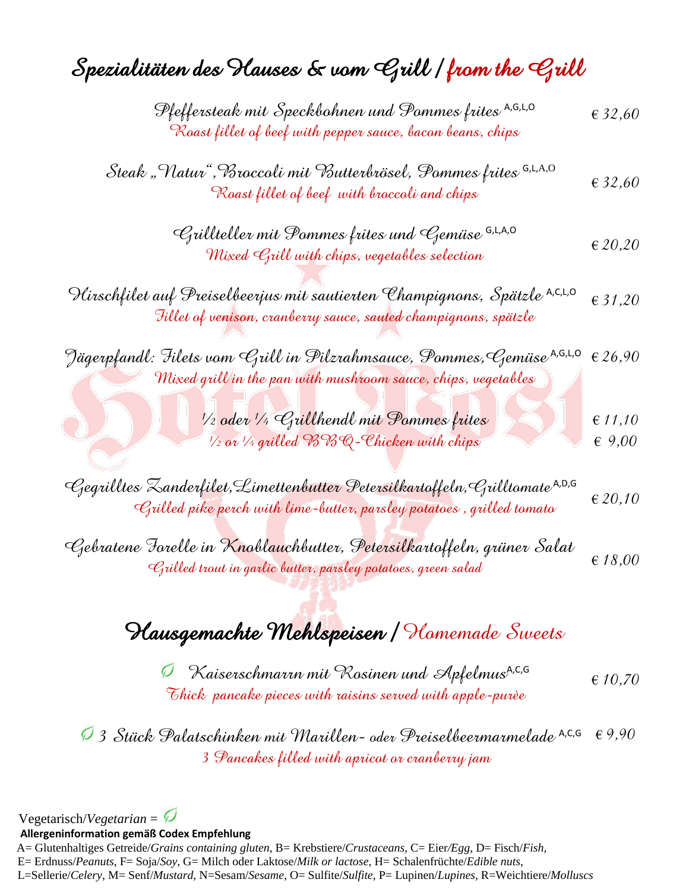## Spezialitäten des Hauses & vom Grill / from the Grill

**Pfeffersteak mit Speckbohnen und Pommes frites** A,G,L,O — € 32,60
*Roast fillet of beef with pepper sauce, bacon beans, chips*

**Steak „Natur", Broccoli mit Butterbrösel, Pommes frites** G,L,A,O — € 32,60
*Roast fillet of beef with broccoli and chips*

**Grillteller mit Pommes frites und Gemüse** G,L,A,O — € 20,20
*Mixed Grill with chips, vegetables selection*

**Hirschfilet auf Preiselbeerjus mit sautierten Champignons, Spätzle** A,C,L,O — € 31,20
*Fillet of venison, cranberry sauce, sauted champignons, spätzle*

**Jägerpfandl: Filets vom Grill in Pilzrahmsauce, Pommes, Gemüse** A,G,L,O — € 26,90
*Mixed grill in the pan with mushroom sauce, chips, vegetables*

**½ oder ¼ Grillhendl mit Pommes frites** — € 11,10 / € 9,00
*½ or ¼ grilled BBQ-Chicken with chips*

**Gegrilltes Zanderfilet, Limettenbutter Petersilkartoffeln, Grilltomate** A,D,G — € 20,10
*Grilled pike perch with lime-butter, parsley potatoes, grilled tomato*

**Gebratene Forelle in Knoblauchbutter, Petersilkartoffeln, grüner Salat** — € 18,00
*Grilled trout in garlic butter, parsley potatoes, green salad*

## Hausgemachte Mehlspeisen / Homemade Sweets

Ø **Kaiserschmarrn mit Rosinen und Apfelmus** A,C,G — € 10,70
*Thick pancake pieces with raisins served with apple-purèe*

Ø **3 Stück Palatschinken mit Marillen- oder Preiselbeermarmelade** A,C,G — € 9,90
*3 Pancakes filled with apricot or cranberry jam*

Vegetarisch/*Vegetarian* = Ø

**Allergeninformation gemäß Codex Empfehlung**

A= Glutenhaltiges Getreide/*Grains containing gluten*, B= Krebstiere/*Crustaceans*, C= Eier/*Egg*, D= Fisch/*Fish*, E= Erdnuss/*Peanuts*, F= Soja/*Soy*, G= Milch oder Laktose/*Milk or lactose*, H= Schalenfrüchte/*Edible nuts*, L=Sellerie/*Celery*, M= Senf/*Mustard*, N=Sesam/*Sesame*, O= Sulfite/*Sulfite*, P= Lupinen/*Lupines*, R=Weichtiere/*Molluscs*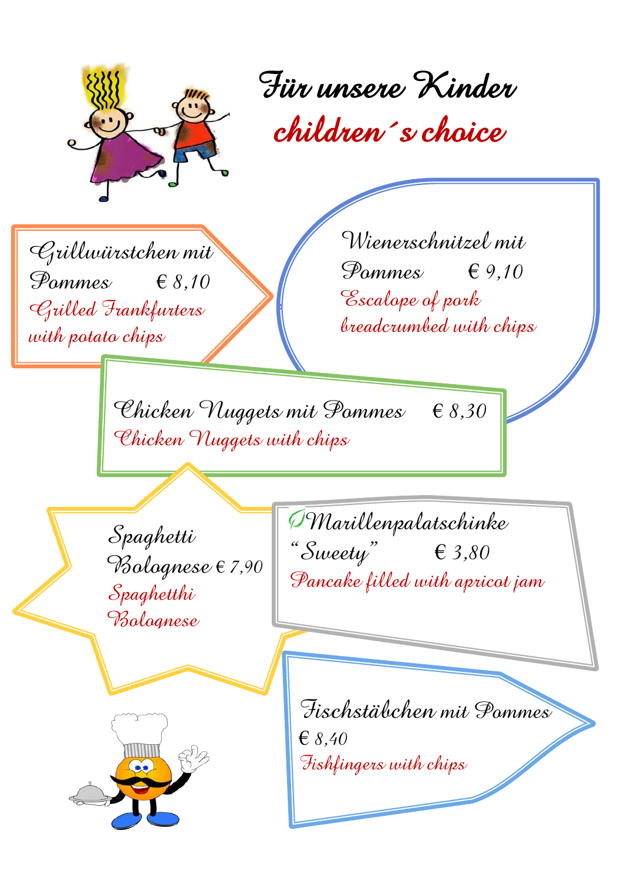# Für unsere Kinder

## children´s choice

Grillwürstchen mit Pommes € 8,10
Grilled Frankfurters with potato chips

Wienerschnitzel mit Pommes € 9,10
Escalope of pork breadcrumbed with chips

Chicken Nuggets mit Pommes € 8,30
Chicken Nuggets with chips

Spaghetti Bolognese € 7,90
Spaghetthi Bolognese

Marillenpalatschinke "Sweety" € 3,80
Pancake filled with apricot jam

Fischstäbchen mit Pommes € 8,40
Fishfingers with chips